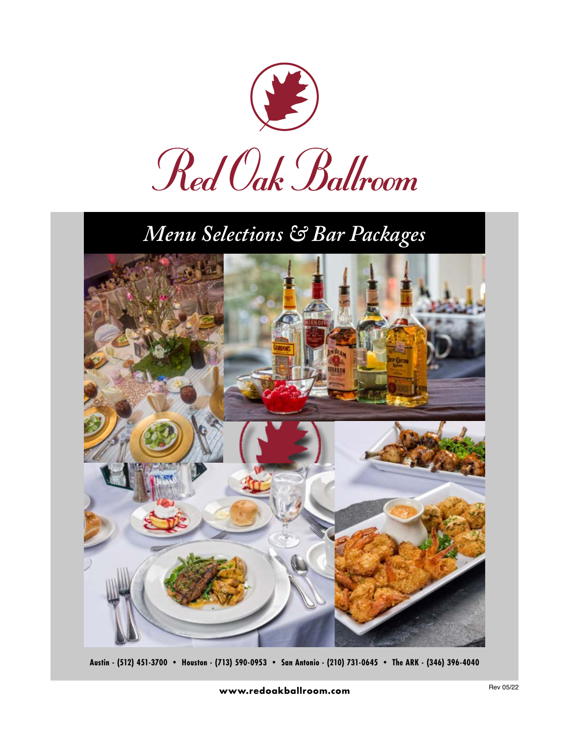# Red Oak Ballroom

## *Menu Selections & Bar Packages*

**Austin - (512) 451-3700 • Houston - (713) 590-0953 • San Antonio - (210) 731-0645 • The ARK - (346) 396-4040**

**www.redoakballroom.com**

Rev 05/22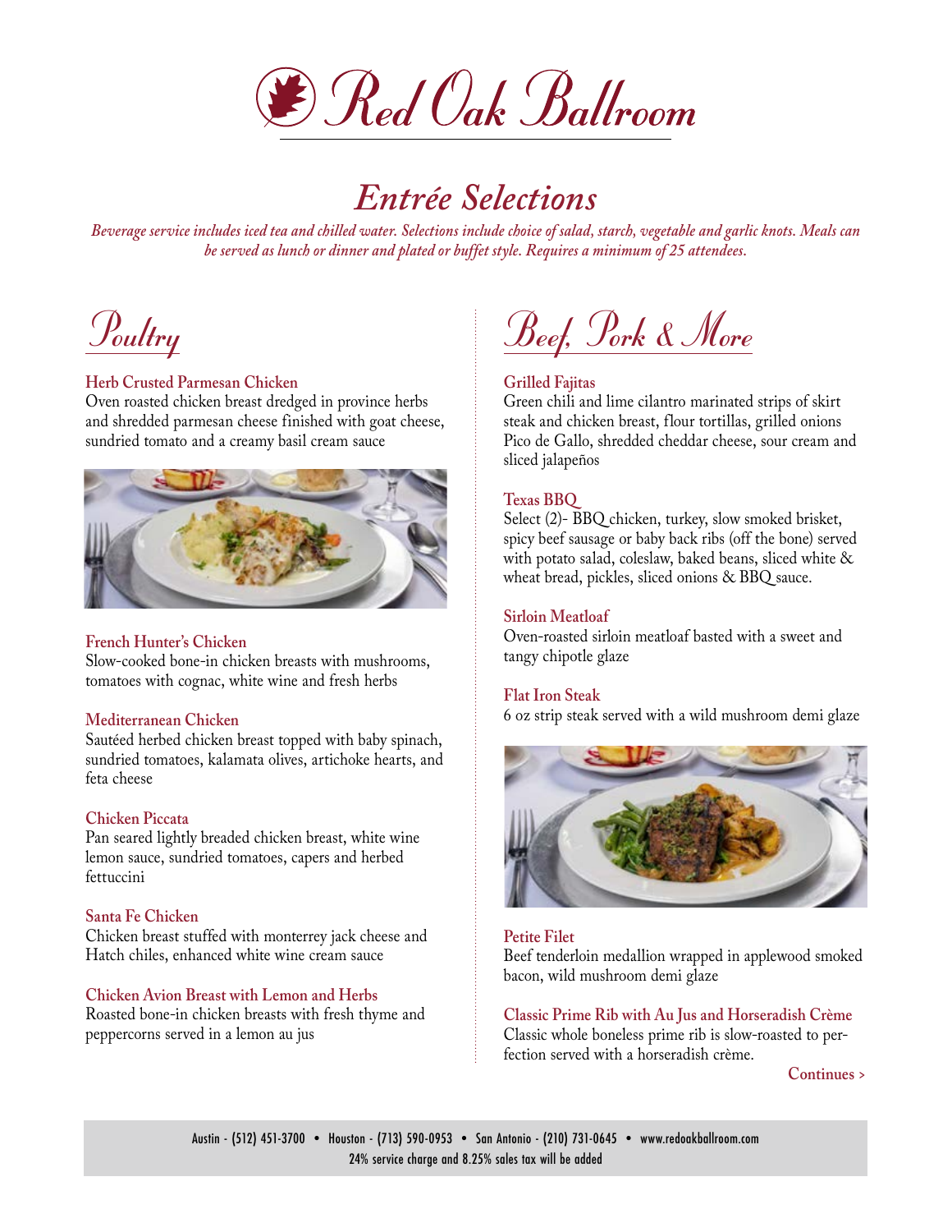# Red Oak Ballroom

## Entrée Selections

*Beverage service includes iced tea and chilled water. Selections include choice of salad, starch, vegetable and garlic knots. Meals can be served as lunch or dinner and plated or buffet style. Requires a minimum of 25 attendees.*

### Poultry

**Herb Crusted Parmesan Chicken**
Oven roasted chicken breast dredged in province herbs and shredded parmesan cheese finished with goat cheese, sundried tomato and a creamy basil cream sauce

**French Hunter's Chicken**
Slow-cooked bone-in chicken breasts with mushrooms, tomatoes with cognac, white wine and fresh herbs

**Mediterranean Chicken**
Sautéed herbed chicken breast topped with baby spinach, sundried tomatoes, kalamata olives, artichoke hearts, and feta cheese

**Chicken Piccata**
Pan seared lightly breaded chicken breast, white wine lemon sauce, sundried tomatoes, capers and herbed fettuccini

**Santa Fe Chicken**
Chicken breast stuffed with monterrey jack cheese and Hatch chiles, enhanced white wine cream sauce

**Chicken Avion Breast with Lemon and Herbs**
Roasted bone-in chicken breasts with fresh thyme and peppercorns served in a lemon au jus

### Beef, Pork & More

**Grilled Fajitas**
Green chili and lime cilantro marinated strips of skirt steak and chicken breast, flour tortillas, grilled onions Pico de Gallo, shredded cheddar cheese, sour cream and sliced jalapeños

**Texas BBQ**
Select (2)- BBQ chicken, turkey, slow smoked brisket, spicy beef sausage or baby back ribs (off the bone) served with potato salad, coleslaw, baked beans, sliced white & wheat bread, pickles, sliced onions & BBQ sauce.

**Sirloin Meatloaf**
Oven-roasted sirloin meatloaf basted with a sweet and tangy chipotle glaze

**Flat Iron Steak**
6 oz strip steak served with a wild mushroom demi glaze

**Petite Filet**
Beef tenderloin medallion wrapped in applewood smoked bacon, wild mushroom demi glaze

**Classic Prime Rib with Au Jus and Horseradish Crème**
Classic whole boneless prime rib is slow-roasted to perfection served with a horseradish crème.

Continues >

Austin - (512) 451-3700 • Houston - (713) 590-0953 • San Antonio - (210) 731-0645 • www.redoakballroom.com
24% service charge and 8.25% sales tax will be added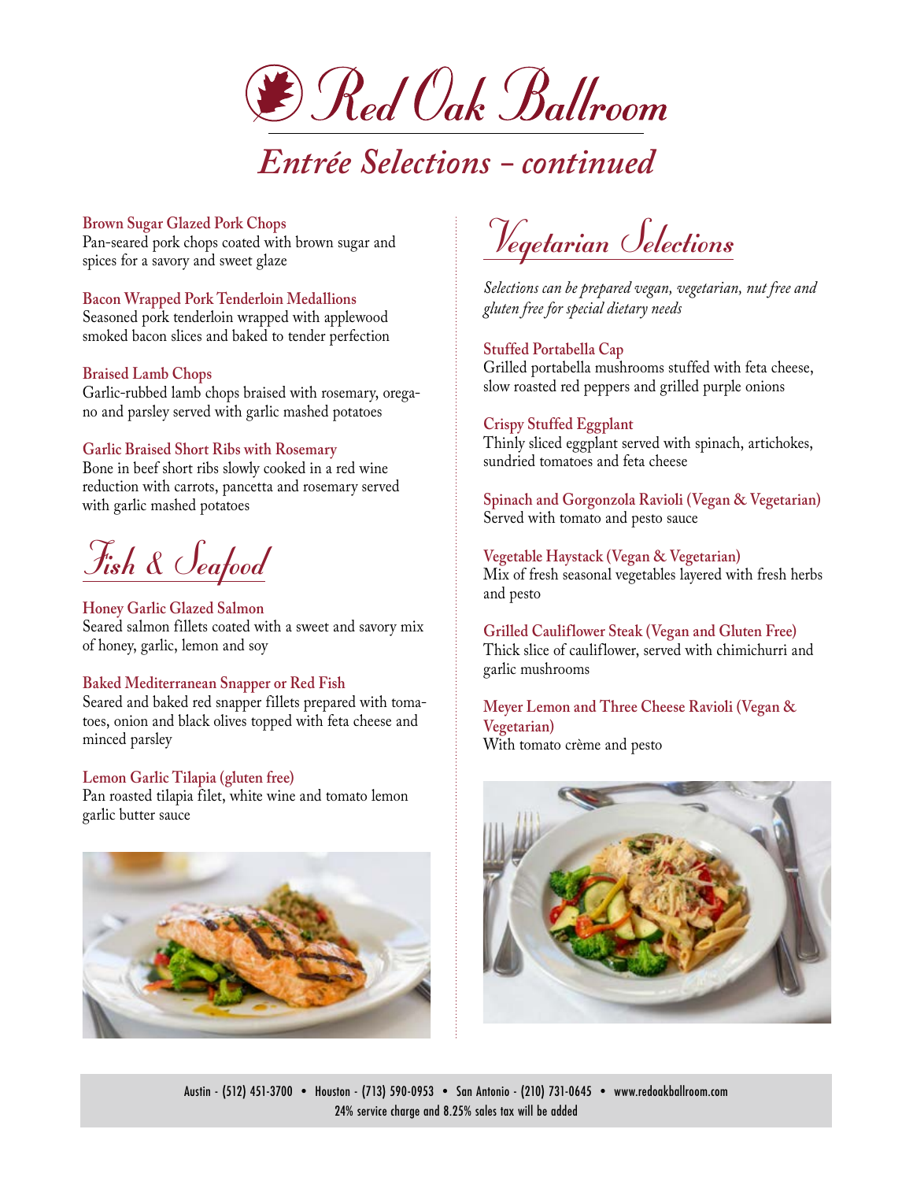# Red Oak Ballroom

## *Entrée Selections – continued*

**Brown Sugar Glazed Pork Chops**
Pan-seared pork chops coated with brown sugar and spices for a savory and sweet glaze

**Bacon Wrapped Pork Tenderloin Medallions**
Seasoned pork tenderloin wrapped with applewood smoked bacon slices and baked to tender perfection

**Braised Lamb Chops**
Garlic-rubbed lamb chops braised with rosemary, oregano and parsley served with garlic mashed potatoes

**Garlic Braised Short Ribs with Rosemary**
Bone in beef short ribs slowly cooked in a red wine reduction with carrots, pancetta and rosemary served with garlic mashed potatoes

## *Fish & Seafood*

**Honey Garlic Glazed Salmon**
Seared salmon fillets coated with a sweet and savory mix of honey, garlic, lemon and soy

**Baked Mediterranean Snapper or Red Fish**
Seared and baked red snapper fillets prepared with tomatoes, onion and black olives topped with feta cheese and minced parsley

**Lemon Garlic Tilapia (gluten free)**
Pan roasted tilapia filet, white wine and tomato lemon garlic butter sauce

## *Vegetarian Selections*

*Selections can be prepared vegan, vegetarian, nut free and gluten free for special dietary needs*

**Stuffed Portabella Cap**
Grilled portabella mushrooms stuffed with feta cheese, slow roasted red peppers and grilled purple onions

**Crispy Stuffed Eggplant**
Thinly sliced eggplant served with spinach, artichokes, sundried tomatoes and feta cheese

**Spinach and Gorgonzola Ravioli (Vegan & Vegetarian)**
Served with tomato and pesto sauce

**Vegetable Haystack (Vegan & Vegetarian)**
Mix of fresh seasonal vegetables layered with fresh herbs and pesto

**Grilled Cauliflower Steak (Vegan and Gluten Free)**
Thick slice of cauliflower, served with chimichurri and garlic mushrooms

**Meyer Lemon and Three Cheese Ravioli (Vegan & Vegetarian)**
With tomato crème and pesto

Austin - (512) 451-3700 • Houston - (713) 590-0953 • San Antonio - (210) 731-0645 • www.redoakballroom.com
24% service charge and 8.25% sales tax will be added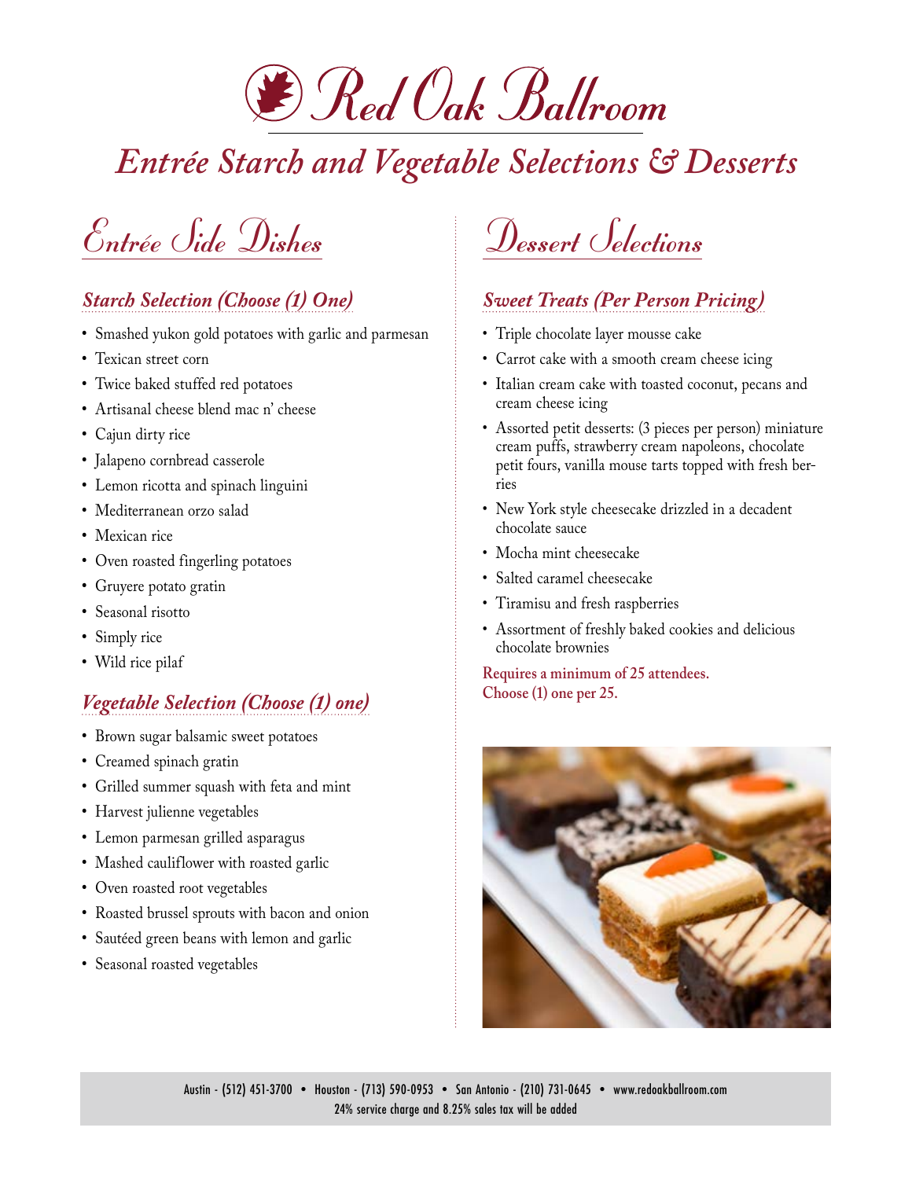# Red Oak Ballroom

## *Entrée Starch and Vegetable Selections & Desserts*

## *Entrée Side Dishes*

### *Starch Selection (Choose (1) One)*

- Smashed yukon gold potatoes with garlic and parmesan
- Texican street corn
- Twice baked stuffed red potatoes
- Artisanal cheese blend mac n' cheese
- Cajun dirty rice
- Jalapeno cornbread casserole
- Lemon ricotta and spinach linguini
- Mediterranean orzo salad
- Mexican rice
- Oven roasted fingerling potatoes
- Gruyere potato gratin
- Seasonal risotto
- Simply rice
- Wild rice pilaf

### *Vegetable Selection (Choose (1) one)*

- Brown sugar balsamic sweet potatoes
- Creamed spinach gratin
- Grilled summer squash with feta and mint
- Harvest julienne vegetables
- Lemon parmesan grilled asparagus
- Mashed cauliflower with roasted garlic
- Oven roasted root vegetables
- Roasted brussel sprouts with bacon and onion
- Sautéed green beans with lemon and garlic
- Seasonal roasted vegetables

## *Dessert Selections*

### *Sweet Treats (Per Person Pricing)*

- Triple chocolate layer mousse cake
- Carrot cake with a smooth cream cheese icing
- Italian cream cake with toasted coconut, pecans and cream cheese icing
- Assorted petit desserts: (3 pieces per person) miniature cream puffs, strawberry cream napoleons, chocolate petit fours, vanilla mouse tarts topped with fresh berries
- New York style cheesecake drizzled in a decadent chocolate sauce
- Mocha mint cheesecake
- Salted caramel cheesecake
- Tiramisu and fresh raspberries
- Assortment of freshly baked cookies and delicious chocolate brownies

**Requires a minimum of 25 attendees.**
**Choose (1) one per 25.**

Austin - (512) 451-3700 • Houston - (713) 590-0953 • San Antonio - (210) 731-0645 • www.redoakballroom.com
24% service charge and 8.25% sales tax will be added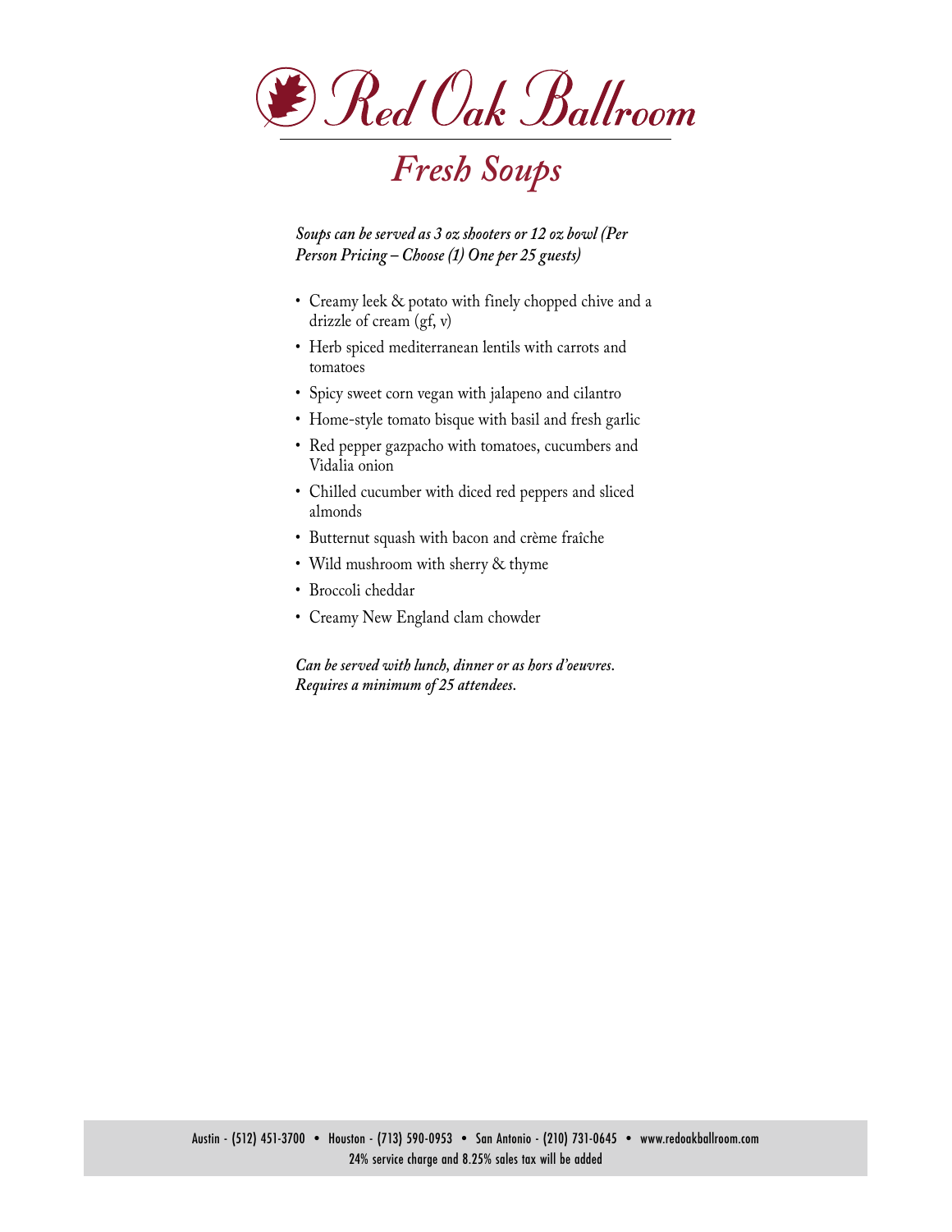# Red Oak Ballroom

## Fresh Soups

*Soups can be served as 3 oz shooters or 12 oz bowl (Per Person Pricing – Choose (1) One per 25 guests)*

- Creamy leek & potato with finely chopped chive and a drizzle of cream (gf, v)
- Herb spiced mediterranean lentils with carrots and tomatoes
- Spicy sweet corn vegan with jalapeno and cilantro
- Home-style tomato bisque with basil and fresh garlic
- Red pepper gazpacho with tomatoes, cucumbers and Vidalia onion
- Chilled cucumber with diced red peppers and sliced almonds
- Butternut squash with bacon and crème fraîche
- Wild mushroom with sherry & thyme
- Broccoli cheddar
- Creamy New England clam chowder

*Can be served with lunch, dinner or as hors d'oeuvres. Requires a minimum of 25 attendees.*

Austin - (512) 451-3700 • Houston - (713) 590-0953 • San Antonio - (210) 731-0645 • www.redoakballroom.com
24% service charge and 8.25% sales tax will be added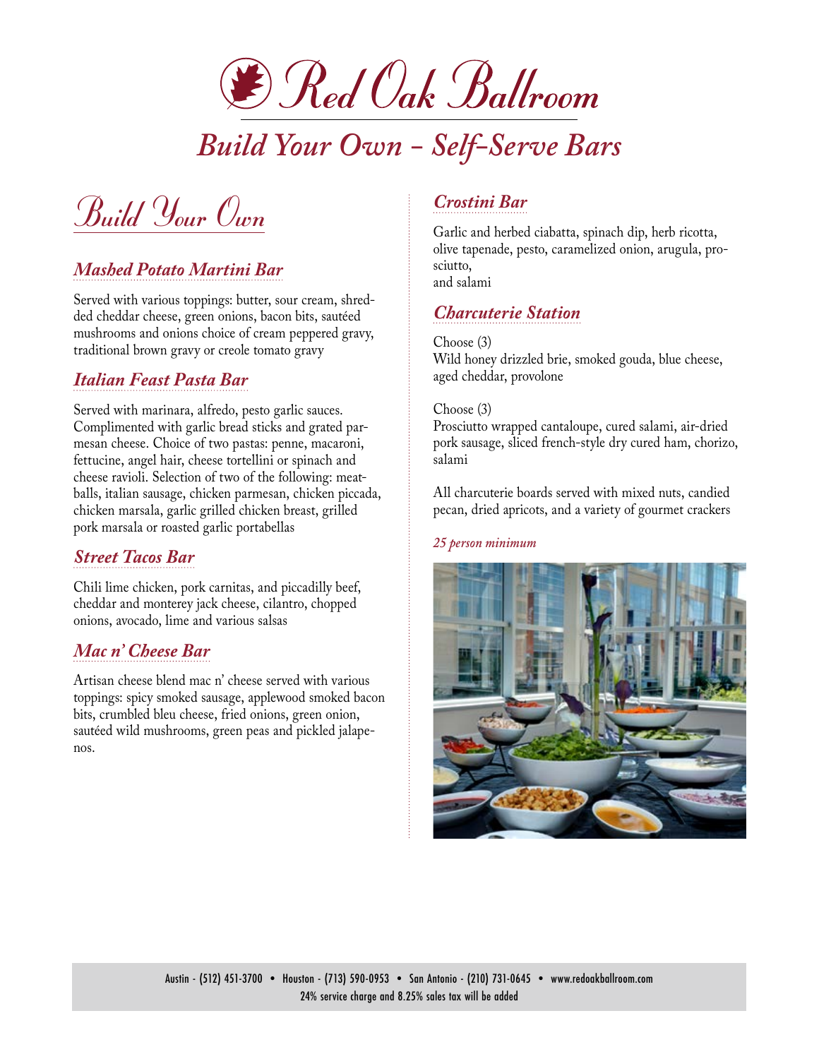# Red Oak Ballroom

## Build Your Own - Self-Serve Bars

## Build Your Own

### *Mashed Potato Martini Bar*

Served with various toppings: butter, sour cream, shredded cheddar cheese, green onions, bacon bits, sautéed mushrooms and onions choice of cream peppered gravy, traditional brown gravy or creole tomato gravy

### *Italian Feast Pasta Bar*

Served with marinara, alfredo, pesto garlic sauces. Complimented with garlic bread sticks and grated parmesan cheese. Choice of two pastas: penne, macaroni, fettucine, angel hair, cheese tortellini or spinach and cheese ravioli. Selection of two of the following: meatballs, italian sausage, chicken parmesan, chicken piccada, chicken marsala, garlic grilled chicken breast, grilled pork marsala or roasted garlic portabellas

### *Street Tacos Bar*

Chili lime chicken, pork carnitas, and piccadilly beef, cheddar and monterey jack cheese, cilantro, chopped onions, avocado, lime and various salsas

### *Mac n' Cheese Bar*

Artisan cheese blend mac n' cheese served with various toppings: spicy smoked sausage, applewood smoked bacon bits, crumbled bleu cheese, fried onions, green onion, sautéed wild mushrooms, green peas and pickled jalapenos.

### *Crostini Bar*

Garlic and herbed ciabatta, spinach dip, herb ricotta, olive tapenade, pesto, caramelized onion, arugula, prosciutto,
and salami

### *Charcuterie Station*

Choose (3)
Wild honey drizzled brie, smoked gouda, blue cheese, aged cheddar, provolone

Choose (3)
Prosciutto wrapped cantaloupe, cured salami, air-dried pork sausage, sliced french-style dry cured ham, chorizo, salami

All charcuterie boards served with mixed nuts, candied pecan, dried apricots, and a variety of gourmet crackers

*25 person minimum*

Austin - (512) 451-3700 • Houston - (713) 590-0953 • San Antonio - (210) 731-0645 • www.redoakballroom.com
24% service charge and 8.25% sales tax will be added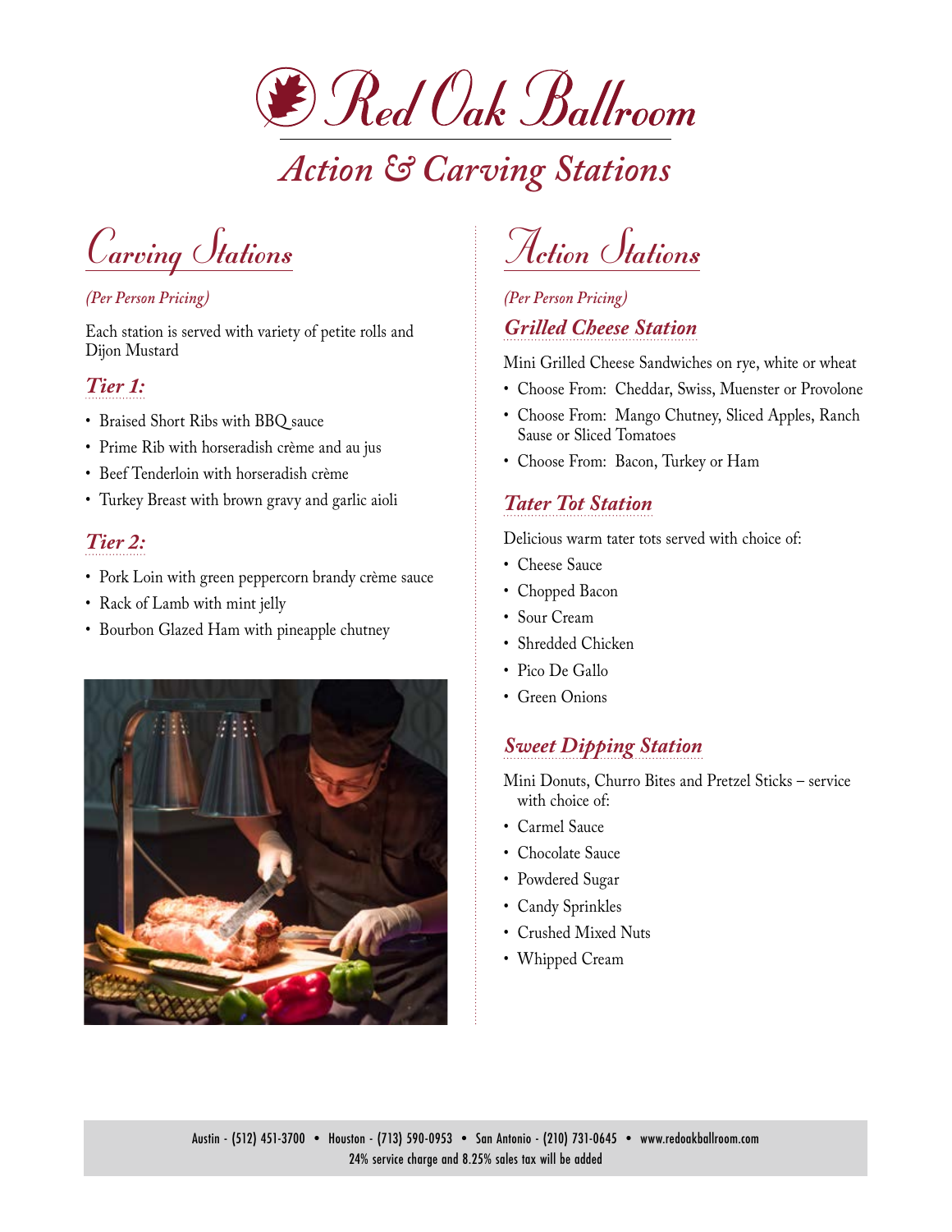# Red Oak Ballroom

## Action & Carving Stations

## Carving Stations

*(Per Person Pricing)*

Each station is served with variety of petite rolls and Dijon Mustard

### Tier 1:

- Braised Short Ribs with BBQ sauce
- Prime Rib with horseradish crème and au jus
- Beef Tenderloin with horseradish crème
- Turkey Breast with brown gravy and garlic aioli

### Tier 2:

- Pork Loin with green peppercorn brandy crème sauce
- Rack of Lamb with mint jelly
- Bourbon Glazed Ham with pineapple chutney

## Action Stations

*(Per Person Pricing)*

### Grilled Cheese Station

Mini Grilled Cheese Sandwiches on rye, white or wheat

- Choose From: Cheddar, Swiss, Muenster or Provolone
- Choose From: Mango Chutney, Sliced Apples, Ranch Sause or Sliced Tomatoes
- Choose From: Bacon, Turkey or Ham

### Tater Tot Station

Delicious warm tater tots served with choice of:

- Cheese Sauce
- Chopped Bacon
- Sour Cream
- Shredded Chicken
- Pico De Gallo
- Green Onions

### Sweet Dipping Station

Mini Donuts, Churro Bites and Pretzel Sticks – service with choice of:

- Carmel Sauce
- Chocolate Sauce
- Powdered Sugar
- Candy Sprinkles
- Crushed Mixed Nuts
- Whipped Cream

Austin - (512) 451-3700 • Houston - (713) 590-0953 • San Antonio - (210) 731-0645 • www.redoakballroom.com
24% service charge and 8.25% sales tax will be added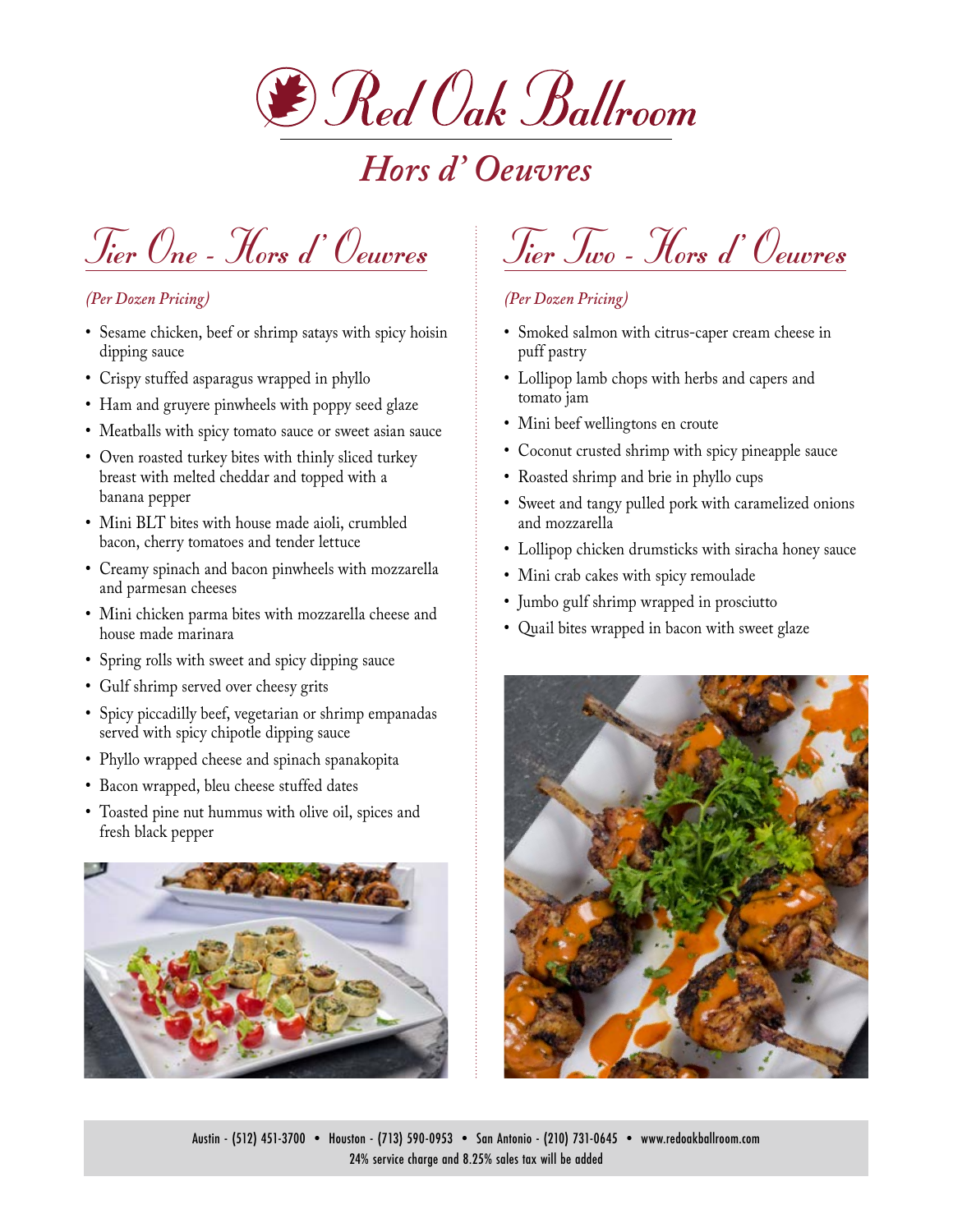# Red Oak Ballroom

## Hors d' Oeuvres

## Tier One - Hors d' Oeuvres

*(Per Dozen Pricing)*

- Sesame chicken, beef or shrimp satays with spicy hoisin dipping sauce
- Crispy stuffed asparagus wrapped in phyllo
- Ham and gruyere pinwheels with poppy seed glaze
- Meatballs with spicy tomato sauce or sweet asian sauce
- Oven roasted turkey bites with thinly sliced turkey breast with melted cheddar and topped with a banana pepper
- Mini BLT bites with house made aioli, crumbled bacon, cherry tomatoes and tender lettuce
- Creamy spinach and bacon pinwheels with mozzarella and parmesan cheeses
- Mini chicken parma bites with mozzarella cheese and house made marinara
- Spring rolls with sweet and spicy dipping sauce
- Gulf shrimp served over cheesy grits
- Spicy piccadilly beef, vegetarian or shrimp empanadas served with spicy chipotle dipping sauce
- Phyllo wrapped cheese and spinach spanakopita
- Bacon wrapped, bleu cheese stuffed dates
- Toasted pine nut hummus with olive oil, spices and fresh black pepper

## Tier Two - Hors d' Oeuvres

*(Per Dozen Pricing)*

- Smoked salmon with citrus-caper cream cheese in puff pastry
- Lollipop lamb chops with herbs and capers and tomato jam
- Mini beef wellingtons en croute
- Coconut crusted shrimp with spicy pineapple sauce
- Roasted shrimp and brie in phyllo cups
- Sweet and tangy pulled pork with caramelized onions and mozzarella
- Lollipop chicken drumsticks with siracha honey sauce
- Mini crab cakes with spicy remoulade
- Jumbo gulf shrimp wrapped in prosciutto
- Quail bites wrapped in bacon with sweet glaze

Austin - (512) 451-3700 • Houston - (713) 590-0953 • San Antonio - (210) 731-0645 • www.redoakballroom.com

24% service charge and 8.25% sales tax will be added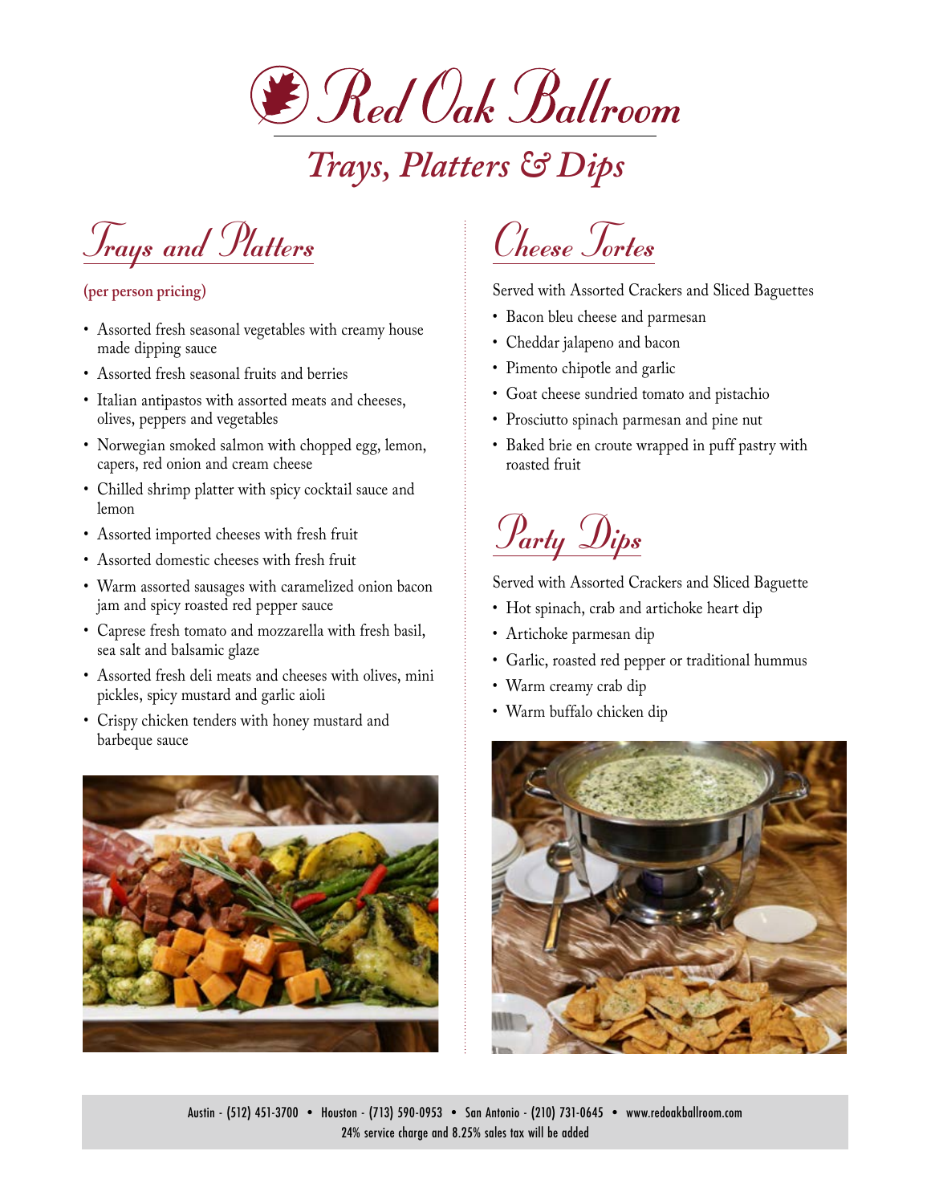# Red Oak Ballroom

## Trays, Platters & Dips

### Trays and Platters

**(per person pricing)**

- Assorted fresh seasonal vegetables with creamy house made dipping sauce
- Assorted fresh seasonal fruits and berries
- Italian antipastos with assorted meats and cheeses, olives, peppers and vegetables
- Norwegian smoked salmon with chopped egg, lemon, capers, red onion and cream cheese
- Chilled shrimp platter with spicy cocktail sauce and lemon
- Assorted imported cheeses with fresh fruit
- Assorted domestic cheeses with fresh fruit
- Warm assorted sausages with caramelized onion bacon jam and spicy roasted red pepper sauce
- Caprese fresh tomato and mozzarella with fresh basil, sea salt and balsamic glaze
- Assorted fresh deli meats and cheeses with olives, mini pickles, spicy mustard and garlic aioli
- Crispy chicken tenders with honey mustard and barbeque sauce

### Cheese Tortes

Served with Assorted Crackers and Sliced Baguettes

- Bacon bleu cheese and parmesan
- Cheddar jalapeno and bacon
- Pimento chipotle and garlic
- Goat cheese sundried tomato and pistachio
- Prosciutto spinach parmesan and pine nut
- Baked brie en croute wrapped in puff pastry with roasted fruit

### Party Dips

Served with Assorted Crackers and Sliced Baguette

- Hot spinach, crab and artichoke heart dip
- Artichoke parmesan dip
- Garlic, roasted red pepper or traditional hummus
- Warm creamy crab dip
- Warm buffalo chicken dip

Austin - (512) 451-3700 • Houston - (713) 590-0953 • San Antonio - (210) 731-0645 • www.redoakballroom.com
24% service charge and 8.25% sales tax will be added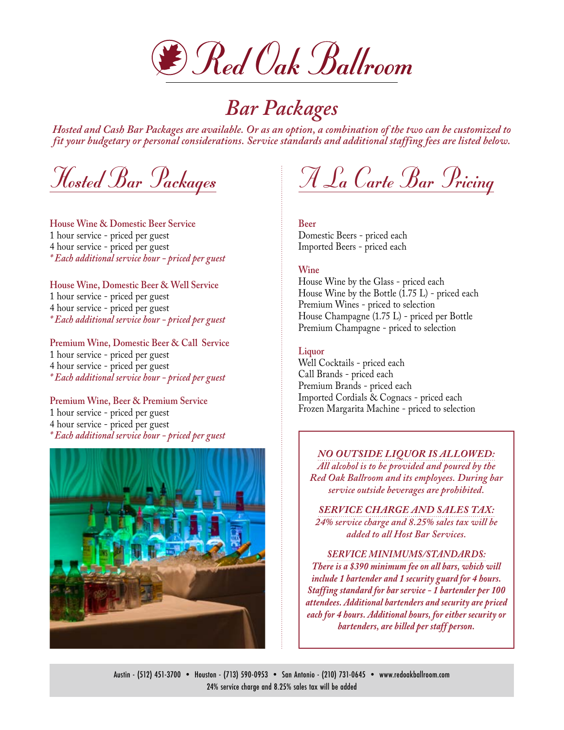# Red Oak Ballroom

## Bar Packages

*Hosted and Cash Bar Packages are available. Or as an option, a combination of the two can be customized to fit your budgetary or personal considerations. Service standards and additional staffing fees are listed below.*

## Hosted Bar Packages

**House Wine & Domestic Beer Service**
1 hour service - priced per guest
4 hour service - priced per guest
*\*Each additional service hour - priced per guest*

**House Wine, Domestic Beer & Well Service**
1 hour service - priced per guest
4 hour service - priced per guest
*\*Each additional service hour - priced per guest*

**Premium Wine, Domestic Beer & Call Service**
1 hour service - priced per guest
4 hour service - priced per guest
*\*Each additional service hour - priced per guest*

**Premium Wine, Beer & Premium Service**
1 hour service - priced per guest
4 hour service - priced per guest
*\*Each additional service hour - priced per guest*

## A La Carte Bar Pricing

**Beer**
Domestic Beers - priced each
Imported Beers - priced each

**Wine**
House Wine by the Glass - priced each
House Wine by the Bottle (1.75 L) - priced each
Premium Wines - priced to selection
House Champagne (1.75 L) - priced per Bottle
Premium Champagne - priced to selection

**Liquor**
Well Cocktails - priced each
Call Brands - priced each
Premium Brands - priced each
Imported Cordials & Cognacs - priced each
Frozen Margarita Machine - priced to selection

***NO OUTSIDE LIQUOR IS ALLOWED:***
*All alcohol is to be provided and poured by the Red Oak Ballroom and its employees. During bar service outside beverages are prohibited.*

***SERVICE CHARGE AND SALES TAX:***
*24% service charge and 8.25% sales tax will be added to all Host Bar Services.*

***SERVICE MINIMUMS/STANDARDS:***
*There is a $390 minimum fee on all bars, which will include 1 bartender and 1 security guard for 4 hours. Staffing standard for bar service - 1 bartender per 100 attendees. Additional bartenders and security are priced each for 4 hours. Additional hours, for either security or bartenders, are billed per staff person.*

Austin - (512) 451-3700 • Houston - (713) 590-0953 • San Antonio - (210) 731-0645 • www.redoakballroom.com
24% service charge and 8.25% sales tax will be added